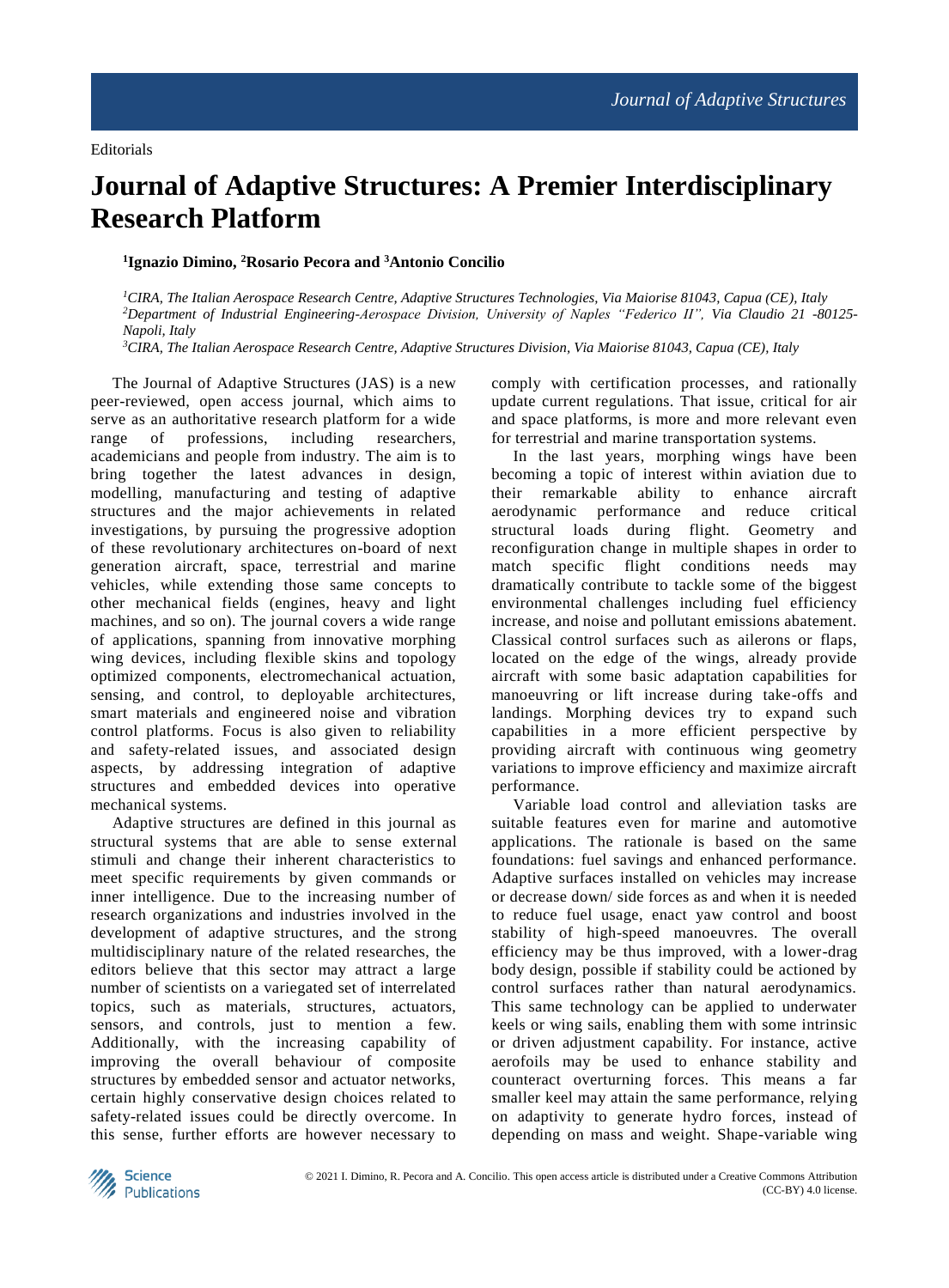Editorials

# Journal of Adaptive Structures: A Premier Interdisciplinary Research Platform

**[1]Ignazio Dimino, [2]Rosario Pecora and [3]Antonio Concilio**

*[1]CIRA, The Italian Aerospace Research Centre, Adaptive Structures Technologies, Via Maiorise 81043, Capua (CE), Italy*
*[2]Department of Industrial Engineering-Aerospace Division, University of Naples "Federico II", Via Claudio 21 -80125-Napoli, Italy*
*[3]CIRA, The Italian Aerospace Research Centre, Adaptive Structures Division, Via Maiorise 81043, Capua (CE), Italy*

The Journal of Adaptive Structures (JAS) is a new peer-reviewed, open access journal, which aims to serve as an authoritative research platform for a wide range of professions, including researchers, academicians and people from industry. The aim is to bring together the latest advances in design, modelling, manufacturing and testing of adaptive structures and the major achievements in related investigations, by pursuing the progressive adoption of these revolutionary architectures on-board of next generation aircraft, space, terrestrial and marine vehicles, while extending those same concepts to other mechanical fields (engines, heavy and light machines, and so on). The journal covers a wide range of applications, spanning from innovative morphing wing devices, including flexible skins and topology optimized components, electromechanical actuation, sensing, and control, to deployable architectures, smart materials and engineered noise and vibration control platforms. Focus is also given to reliability and safety-related issues, and associated design aspects, by addressing integration of adaptive structures and embedded devices into operative mechanical systems.

Adaptive structures are defined in this journal as structural systems that are able to sense external stimuli and change their inherent characteristics to meet specific requirements by given commands or inner intelligence. Due to the increasing number of research organizations and industries involved in the development of adaptive structures, and the strong multidisciplinary nature of the related researches, the editors believe that this sector may attract a large number of scientists on a variegated set of interrelated topics, such as materials, structures, actuators, sensors, and controls, just to mention a few. Additionally, with the increasing capability of improving the overall behaviour of composite structures by embedded sensor and actuator networks, certain highly conservative design choices related to safety-related issues could be directly overcome. In this sense, further efforts are however necessary to comply with certification processes, and rationally update current regulations. That issue, critical for air and space platforms, is more and more relevant even for terrestrial and marine transportation systems.

In the last years, morphing wings have been becoming a topic of interest within aviation due to their remarkable ability to enhance aircraft aerodynamic performance and reduce critical structural loads during flight. Geometry and reconfiguration change in multiple shapes in order to match specific flight conditions needs may dramatically contribute to tackle some of the biggest environmental challenges including fuel efficiency increase, and noise and pollutant emissions abatement. Classical control surfaces such as ailerons or flaps, located on the edge of the wings, already provide aircraft with some basic adaptation capabilities for manoeuvring or lift increase during take-offs and landings. Morphing devices try to expand such capabilities in a more efficient perspective by providing aircraft with continuous wing geometry variations to improve efficiency and maximize aircraft performance.

Variable load control and alleviation tasks are suitable features even for marine and automotive applications. The rationale is based on the same foundations: fuel savings and enhanced performance. Adaptive surfaces installed on vehicles may increase or decrease down/ side forces as and when it is needed to reduce fuel usage, enact yaw control and boost stability of high-speed manoeuvres. The overall efficiency may be thus improved, with a lower-drag body design, possible if stability could be actioned by control surfaces rather than natural aerodynamics. This same technology can be applied to underwater keels or wing sails, enabling them with some intrinsic or driven adjustment capability. For instance, active aerofoils may be used to enhance stability and counteract overturning forces. This means a far smaller keel may attain the same performance, relying on adaptivity to generate hydro forces, instead of depending on mass and weight. Shape-variable wing

© 2021 I. Dimino, R. Pecora and A. Concilio. This open access article is distributed under a Creative Commons Attribution (CC-BY) 4.0 license.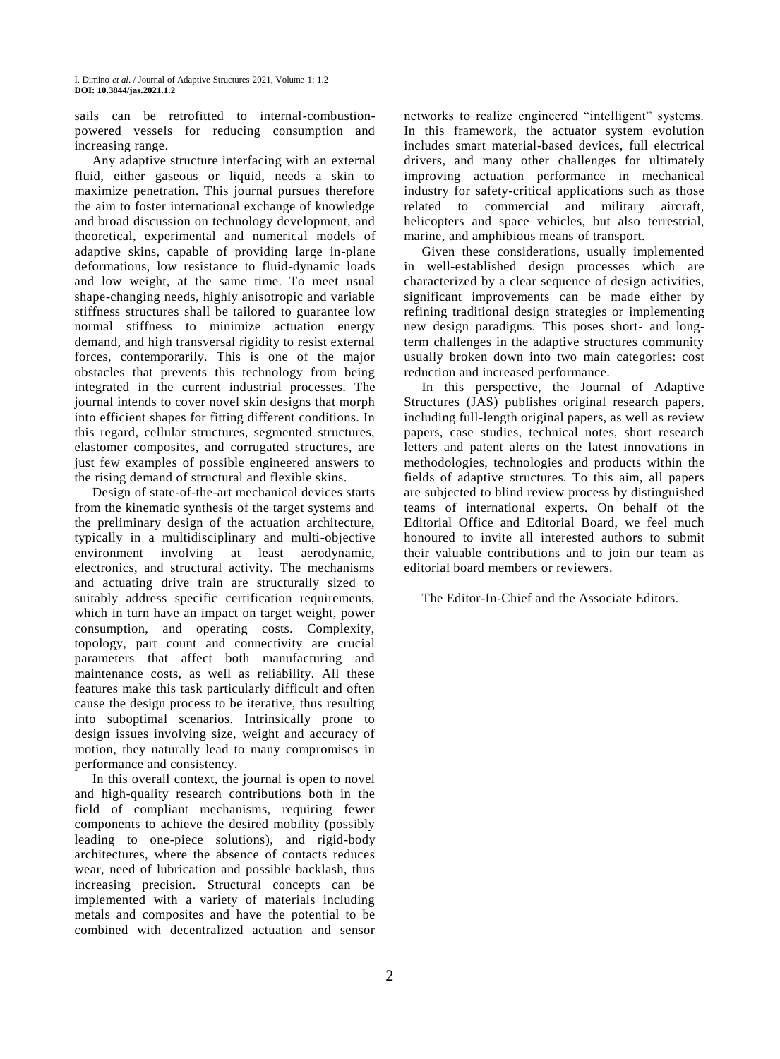sails can be retrofitted to internal-combustion-powered vessels for reducing consumption and increasing range.

Any adaptive structure interfacing with an external fluid, either gaseous or liquid, needs a skin to maximize penetration. This journal pursues therefore the aim to foster international exchange of knowledge and broad discussion on technology development, and theoretical, experimental and numerical models of adaptive skins, capable of providing large in-plane deformations, low resistance to fluid-dynamic loads and low weight, at the same time. To meet usual shape-changing needs, highly anisotropic and variable stiffness structures shall be tailored to guarantee low normal stiffness to minimize actuation energy demand, and high transversal rigidity to resist external forces, contemporarily. This is one of the major obstacles that prevents this technology from being integrated in the current industrial processes. The journal intends to cover novel skin designs that morph into efficient shapes for fitting different conditions. In this regard, cellular structures, segmented structures, elastomer composites, and corrugated structures, are just few examples of possible engineered answers to the rising demand of structural and flexible skins.

Design of state-of-the-art mechanical devices starts from the kinematic synthesis of the target systems and the preliminary design of the actuation architecture, typically in a multidisciplinary and multi-objective environment involving at least aerodynamic, electronics, and structural activity. The mechanisms and actuating drive train are structurally sized to suitably address specific certification requirements, which in turn have an impact on target weight, power consumption, and operating costs. Complexity, topology, part count and connectivity are crucial parameters that affect both manufacturing and maintenance costs, as well as reliability. All these features make this task particularly difficult and often cause the design process to be iterative, thus resulting into suboptimal scenarios. Intrinsically prone to design issues involving size, weight and accuracy of motion, they naturally lead to many compromises in performance and consistency.

In this overall context, the journal is open to novel and high-quality research contributions both in the field of compliant mechanisms, requiring fewer components to achieve the desired mobility (possibly leading to one-piece solutions), and rigid-body architectures, where the absence of contacts reduces wear, need of lubrication and possible backlash, thus increasing precision. Structural concepts can be implemented with a variety of materials including metals and composites and have the potential to be combined with decentralized actuation and sensor networks to realize engineered "intelligent" systems. In this framework, the actuator system evolution includes smart material-based devices, full electrical drivers, and many other challenges for ultimately improving actuation performance in mechanical industry for safety-critical applications such as those related to commercial and military aircraft, helicopters and space vehicles, but also terrestrial, marine, and amphibious means of transport.

Given these considerations, usually implemented in well-established design processes which are characterized by a clear sequence of design activities, significant improvements can be made either by refining traditional design strategies or implementing new design paradigms. This poses short- and long-term challenges in the adaptive structures community usually broken down into two main categories: cost reduction and increased performance.

In this perspective, the Journal of Adaptive Structures (JAS) publishes original research papers, including full-length original papers, as well as review papers, case studies, technical notes, short research letters and patent alerts on the latest innovations in methodologies, technologies and products within the fields of adaptive structures. To this aim, all papers are subjected to blind review process by distinguished teams of international experts. On behalf of the Editorial Office and Editorial Board, we feel much honoured to invite all interested authors to submit their valuable contributions and to join our team as editorial board members or reviewers.

The Editor-In-Chief and the Associate Editors.